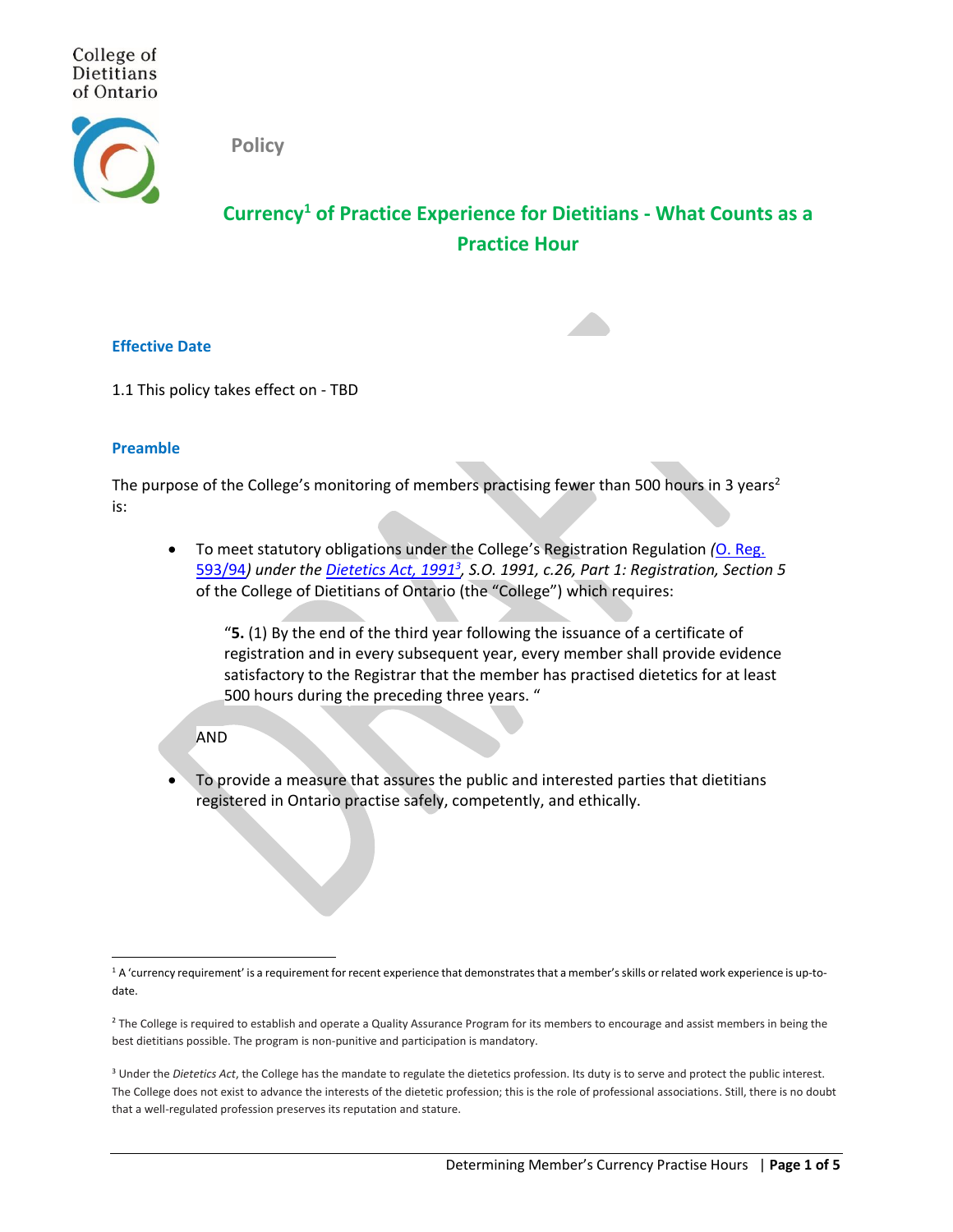College of Dietitians of Ontario

Policy

# Currency[1] of Practice Experience for Dietitians - What Counts as a Practice Hour

## Effective Date

1.1 This policy takes effect on - TBD

## Preamble

The purpose of the College's monitoring of members practising fewer than 500 hours in 3 years[2] is:

- To meet statutory obligations under the College's Registration Regulation *(*[O. Reg. 593/94](#)*) under the* [*Dietetics Act, 1991*](#)*[3], S.O. 1991, c.26, Part 1: Registration, Section 5* of the College of Dietitians of Ontario (the "College") which requires:

  "**5.** (1) By the end of the third year following the issuance of a certificate of registration and in every subsequent year, every member shall provide evidence satisfactory to the Registrar that the member has practised dietetics for at least 500 hours during the preceding three years. "

  AND

- To provide a measure that assures the public and interested parties that dietitians registered in Ontario practise safely, competently, and ethically.

---

[1] A 'currency requirement' is a requirement for recent experience that demonstrates that a member's skills or related work experience is up-to-date.

[2] The College is required to establish and operate a Quality Assurance Program for its members to encourage and assist members in being the best dietitians possible. The program is non-punitive and participation is mandatory.

[3] Under the *Dietetics Act*, the College has the mandate to regulate the dietetics profession. Its duty is to serve and protect the public interest. The College does not exist to advance the interests of the dietetic profession; this is the role of professional associations. Still, there is no doubt that a well-regulated profession preserves its reputation and stature.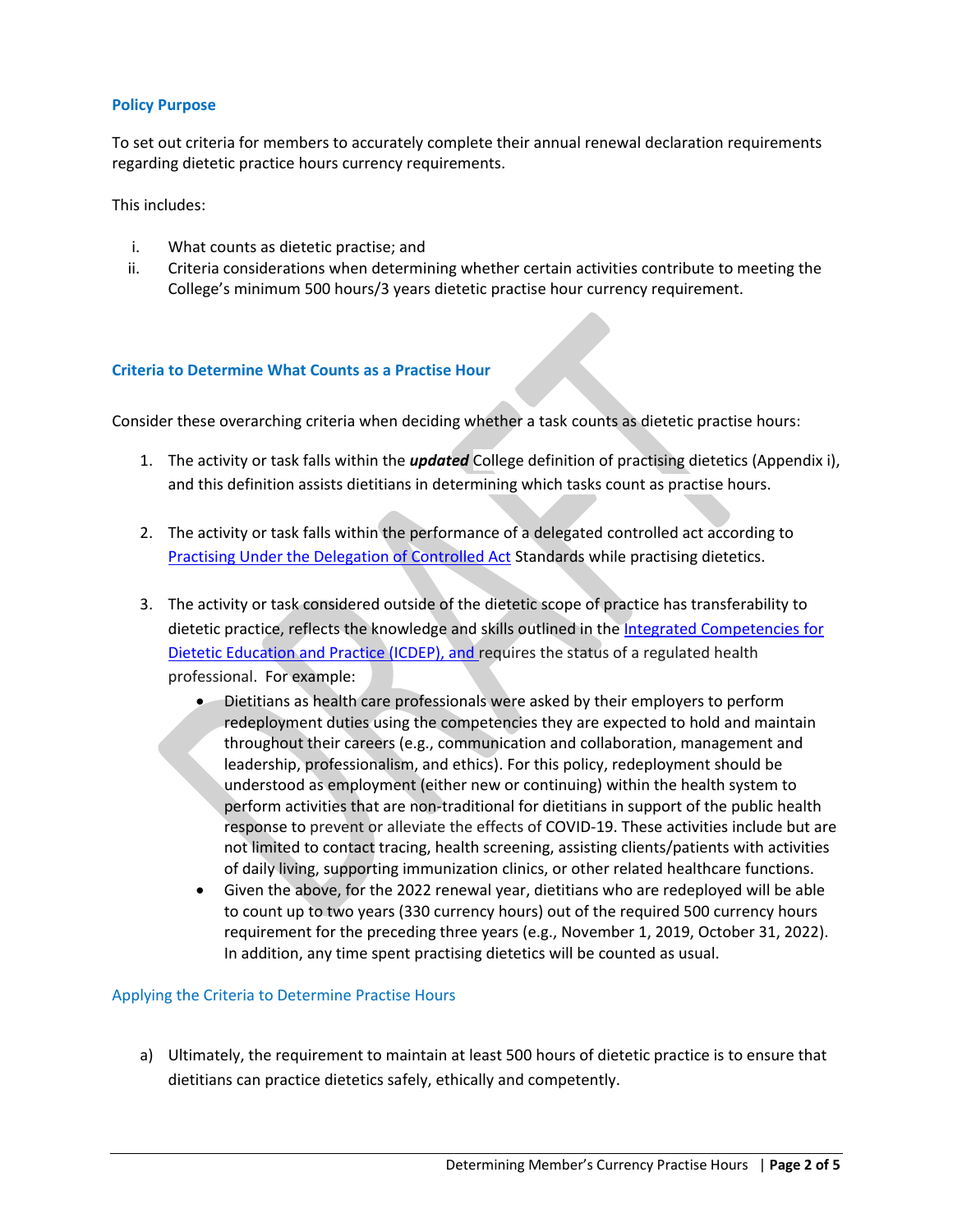### Policy Purpose

To set out criteria for members to accurately complete their annual renewal declaration requirements regarding dietetic practice hours currency requirements.

This includes:

i. What counts as dietetic practise; and
ii. Criteria considerations when determining whether certain activities contribute to meeting the College's minimum 500 hours/3 years dietetic practise hour currency requirement.

### Criteria to Determine What Counts as a Practise Hour

Consider these overarching criteria when deciding whether a task counts as dietetic practise hours:

1. The activity or task falls within the ***updated*** College definition of practising dietetics (Appendix i), and this definition assists dietitians in determining which tasks count as practise hours.

2. The activity or task falls within the performance of a delegated controlled act according to Practising Under the Delegation of Controlled Act Standards while practising dietetics.

3. The activity or task considered outside of the dietetic scope of practice has transferability to dietetic practice, reflects the knowledge and skills outlined in the Integrated Competencies for Dietetic Education and Practice (ICDEP), and requires the status of a regulated health professional. For example:
   - Dietitians as health care professionals were asked by their employers to perform redeployment duties using the competencies they are expected to hold and maintain throughout their careers (e.g., communication and collaboration, management and leadership, professionalism, and ethics). For this policy, redeployment should be understood as employment (either new or continuing) within the health system to perform activities that are non-traditional for dietitians in support of the public health response to prevent or alleviate the effects of COVID-19. These activities include but are not limited to contact tracing, health screening, assisting clients/patients with activities of daily living, supporting immunization clinics, or other related healthcare functions.
   - Given the above, for the 2022 renewal year, dietitians who are redeployed will be able to count up to two years (330 currency hours) out of the required 500 currency hours requirement for the preceding three years (e.g., November 1, 2019, October 31, 2022). In addition, any time spent practising dietetics will be counted as usual.

### Applying the Criteria to Determine Practise Hours

a) Ultimately, the requirement to maintain at least 500 hours of dietetic practice is to ensure that dietitians can practice dietetics safely, ethically and competently.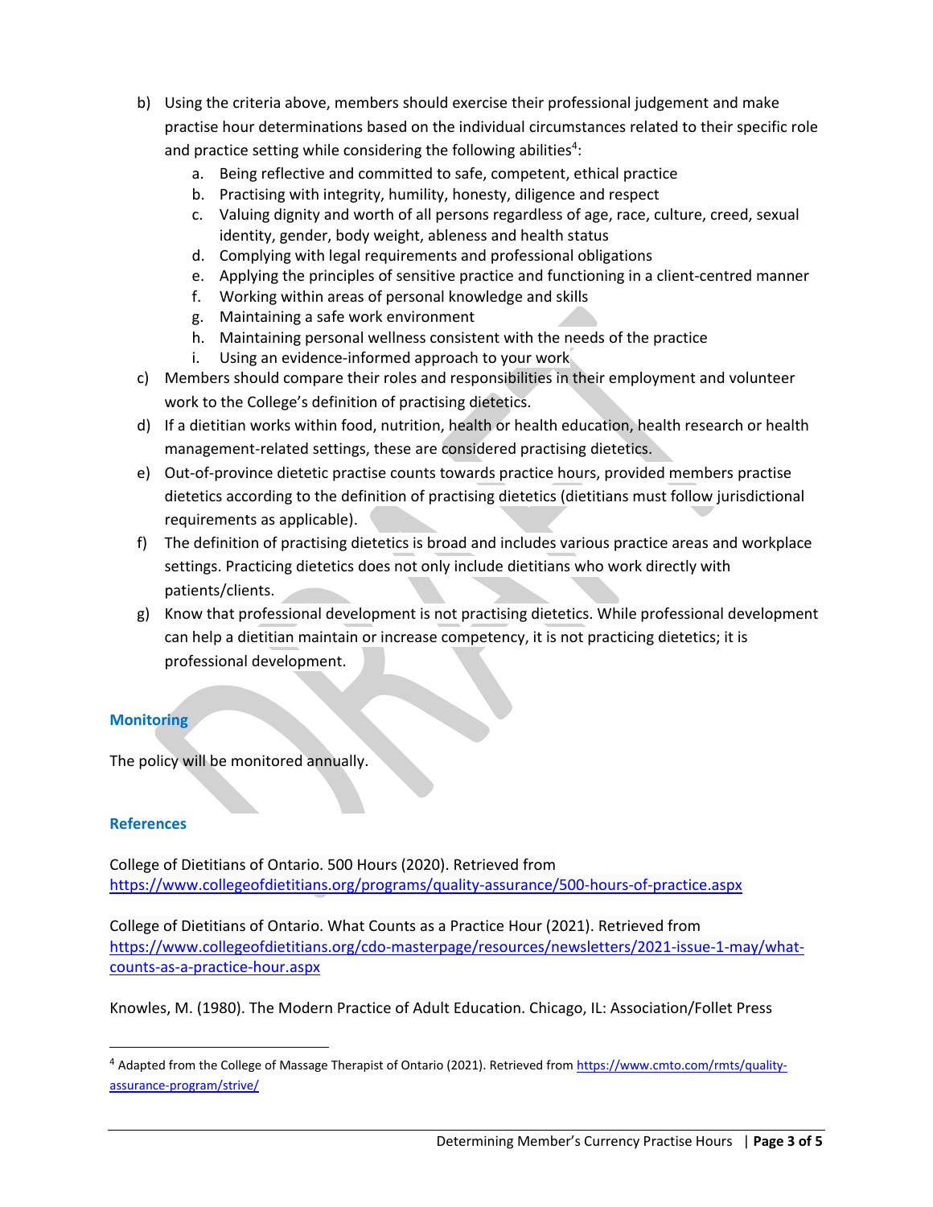b) Using the criteria above, members should exercise their professional judgement and make practise hour determinations based on the individual circumstances related to their specific role and practice setting while considering the following abilities[4]:
   a. Being reflective and committed to safe, competent, ethical practice
   b. Practising with integrity, humility, honesty, diligence and respect
   c. Valuing dignity and worth of all persons regardless of age, race, culture, creed, sexual identity, gender, body weight, ableness and health status
   d. Complying with legal requirements and professional obligations
   e. Applying the principles of sensitive practice and functioning in a client-centred manner
   f. Working within areas of personal knowledge and skills
   g. Maintaining a safe work environment
   h. Maintaining personal wellness consistent with the needs of the practice
   i. Using an evidence-informed approach to your work

c) Members should compare their roles and responsibilities in their employment and volunteer work to the College's definition of practising dietetics.

d) If a dietitian works within food, nutrition, health or health education, health research or health management-related settings, these are considered practising dietetics.

e) Out-of-province dietetic practise counts towards practice hours, provided members practise dietetics according to the definition of practising dietetics (dietitians must follow jurisdictional requirements as applicable).

f) The definition of practising dietetics is broad and includes various practice areas and workplace settings. Practicing dietetics does not only include dietitians who work directly with patients/clients.

g) Know that professional development is not practising dietetics. While professional development can help a dietitian maintain or increase competency, it is not practicing dietetics; it is professional development.

## Monitoring

The policy will be monitored annually.

## References

College of Dietitians of Ontario. 500 Hours (2020). Retrieved from https://www.collegeofdietitians.org/programs/quality-assurance/500-hours-of-practice.aspx

College of Dietitians of Ontario. What Counts as a Practice Hour (2021). Retrieved from https://www.collegeofdietitians.org/cdo-masterpage/resources/newsletters/2021-issue-1-may/what-counts-as-a-practice-hour.aspx

Knowles, M. (1980). The Modern Practice of Adult Education. Chicago, IL: Association/Follet Press

---

[4] Adapted from the College of Massage Therapist of Ontario (2021). Retrieved from https://www.cmto.com/rmts/quality-assurance-program/strive/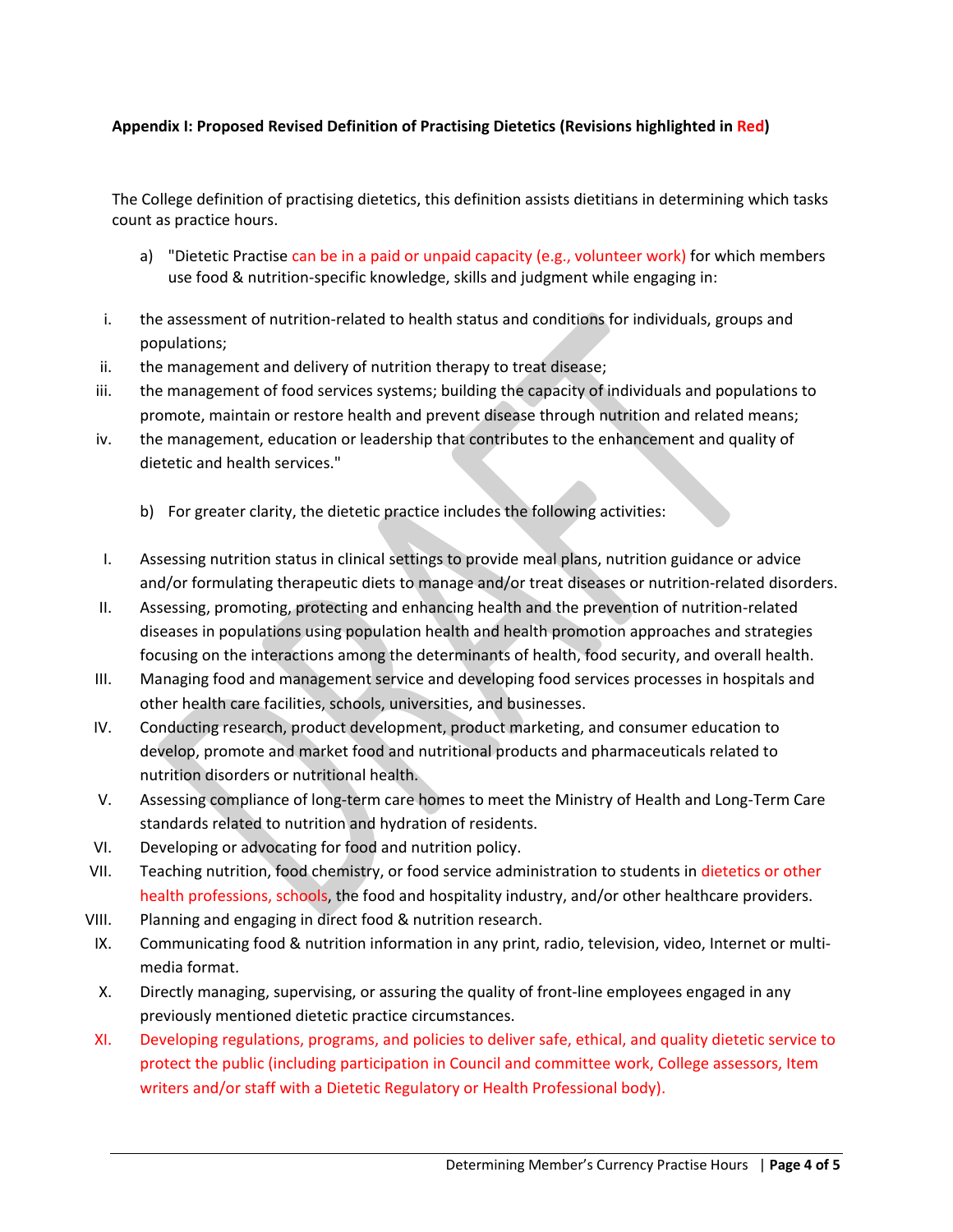**Appendix I: Proposed Revised Definition of Practising Dietetics (Revisions highlighted in Red)**

The College definition of practising dietetics, this definition assists dietitians in determining which tasks count as practice hours.

a) "Dietetic Practise can be in a paid or unpaid capacity (e.g., volunteer work) for which members use food & nutrition-specific knowledge, skills and judgment while engaging in:

i. the assessment of nutrition-related to health status and conditions for individuals, groups and populations;

ii. the management and delivery of nutrition therapy to treat disease;

iii. the management of food services systems; building the capacity of individuals and populations to promote, maintain or restore health and prevent disease through nutrition and related means;

iv. the management, education or leadership that contributes to the enhancement and quality of dietetic and health services."

b) For greater clarity, the dietetic practice includes the following activities:

I. Assessing nutrition status in clinical settings to provide meal plans, nutrition guidance or advice and/or formulating therapeutic diets to manage and/or treat diseases or nutrition-related disorders.

II. Assessing, promoting, protecting and enhancing health and the prevention of nutrition-related diseases in populations using population health and health promotion approaches and strategies focusing on the interactions among the determinants of health, food security, and overall health.

III. Managing food and management service and developing food services processes in hospitals and other health care facilities, schools, universities, and businesses.

IV. Conducting research, product development, product marketing, and consumer education to develop, promote and market food and nutritional products and pharmaceuticals related to nutrition disorders or nutritional health.

V. Assessing compliance of long-term care homes to meet the Ministry of Health and Long-Term Care standards related to nutrition and hydration of residents.

VI. Developing or advocating for food and nutrition policy.

VII. Teaching nutrition, food chemistry, or food service administration to students in dietetics or other health professions, schools, the food and hospitality industry, and/or other healthcare providers.

VIII. Planning and engaging in direct food & nutrition research.

IX. Communicating food & nutrition information in any print, radio, television, video, Internet or multi-media format.

X. Directly managing, supervising, or assuring the quality of front-line employees engaged in any previously mentioned dietetic practice circumstances.

XI. Developing regulations, programs, and policies to deliver safe, ethical, and quality dietetic service to protect the public (including participation in Council and committee work, College assessors, Item writers and/or staff with a Dietetic Regulatory or Health Professional body).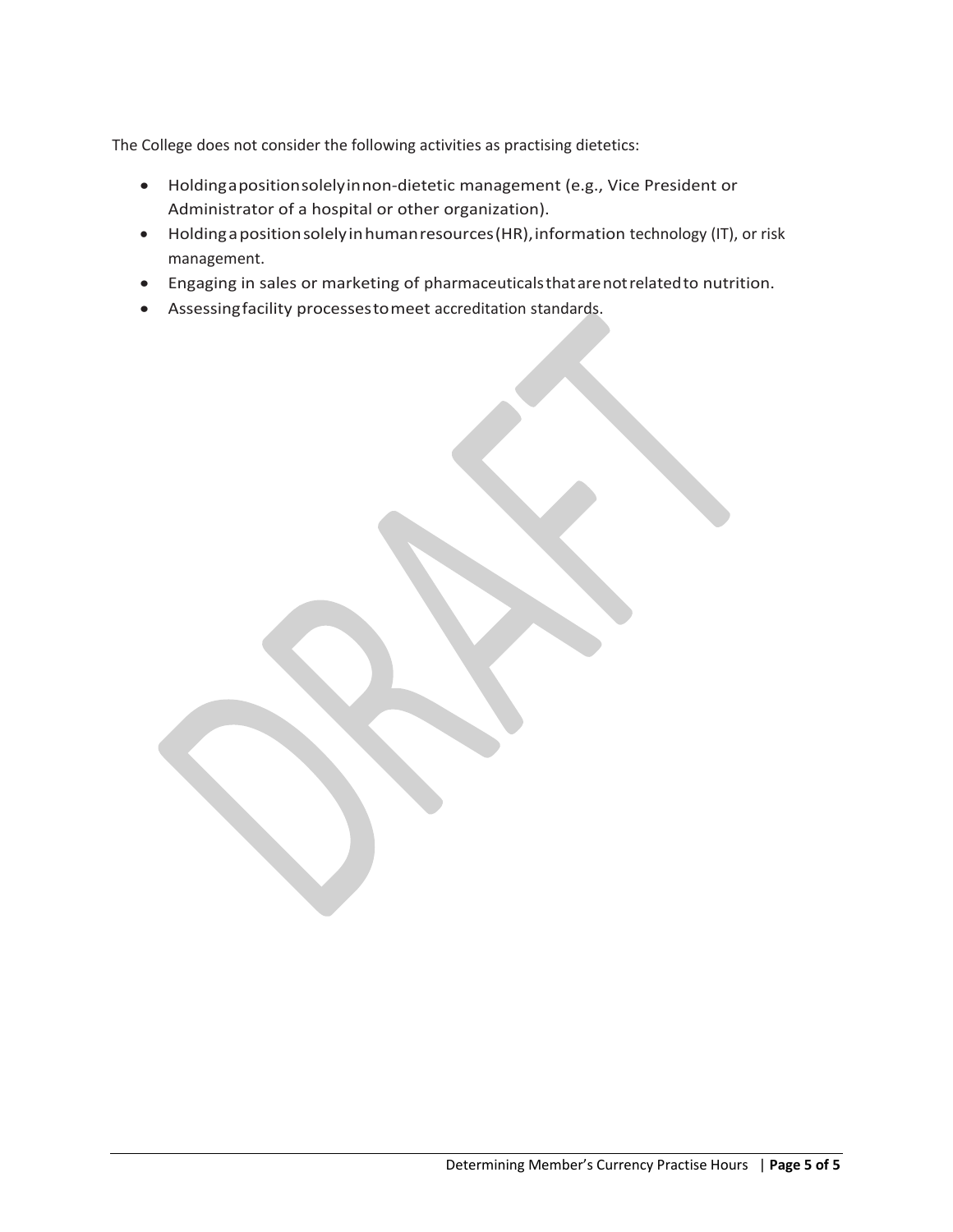The College does not consider the following activities as practising dietetics:

- Holding a position solely in non-dietetic management (e.g., Vice President or Administrator of a hospital or other organization).
- Holding a position solely in human resources (HR), information technology (IT), or risk management.
- Engaging in sales or marketing of pharmaceuticals that are not related to nutrition.
- Assessing facility processes to meet accreditation standards.